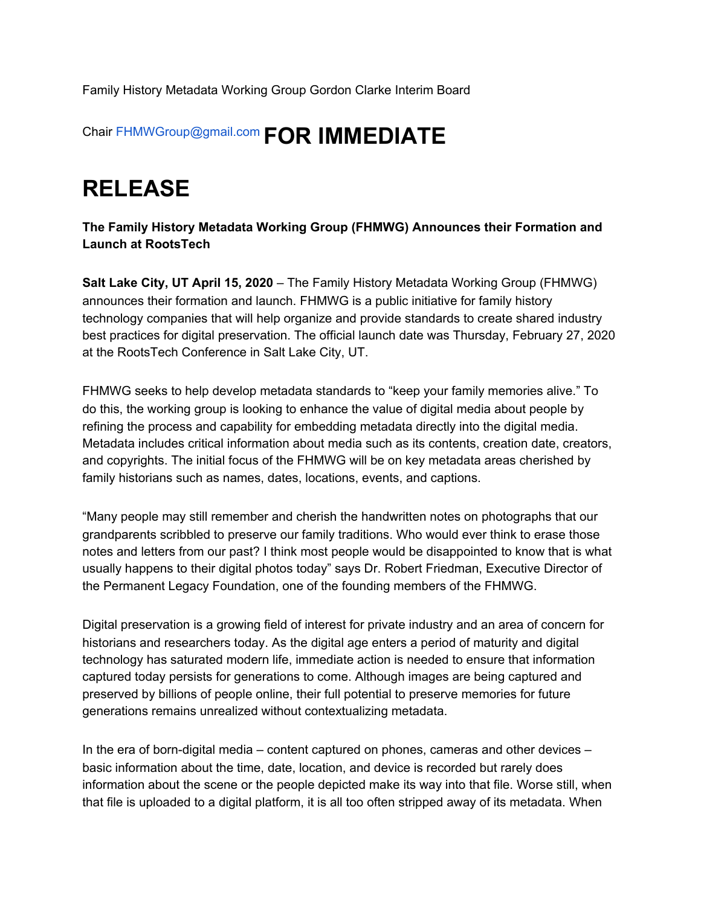Family History Metadata Working Group Gordon Clarke Interim Board

Chair FHMWGroup@gmail.com **FOR IMMEDIATE**

# RELEASE

**The Family History Metadata Working Group (FHMWG) Announces their Formation and Launch at RootsTech**

**Salt Lake City, UT April 15, 2020** – The Family History Metadata Working Group (FHMWG) announces their formation and launch. FHMWG is a public initiative for family history technology companies that will help organize and provide standards to create shared industry best practices for digital preservation. The official launch date was Thursday, February 27, 2020 at the RootsTech Conference in Salt Lake City, UT.

FHMWG seeks to help develop metadata standards to "keep your family memories alive." To do this, the working group is looking to enhance the value of digital media about people by refining the process and capability for embedding metadata directly into the digital media. Metadata includes critical information about media such as its contents, creation date, creators, and copyrights. The initial focus of the FHMWG will be on key metadata areas cherished by family historians such as names, dates, locations, events, and captions.

"Many people may still remember and cherish the handwritten notes on photographs that our grandparents scribbled to preserve our family traditions. Who would ever think to erase those notes and letters from our past? I think most people would be disappointed to know that is what usually happens to their digital photos today" says Dr. Robert Friedman, Executive Director of the Permanent Legacy Foundation, one of the founding members of the FHMWG.

Digital preservation is a growing field of interest for private industry and an area of concern for historians and researchers today. As the digital age enters a period of maturity and digital technology has saturated modern life, immediate action is needed to ensure that information captured today persists for generations to come. Although images are being captured and preserved by billions of people online, their full potential to preserve memories for future generations remains unrealized without contextualizing metadata.

In the era of born-digital media – content captured on phones, cameras and other devices – basic information about the time, date, location, and device is recorded but rarely does information about the scene or the people depicted make its way into that file. Worse still, when that file is uploaded to a digital platform, it is all too often stripped away of its metadata. When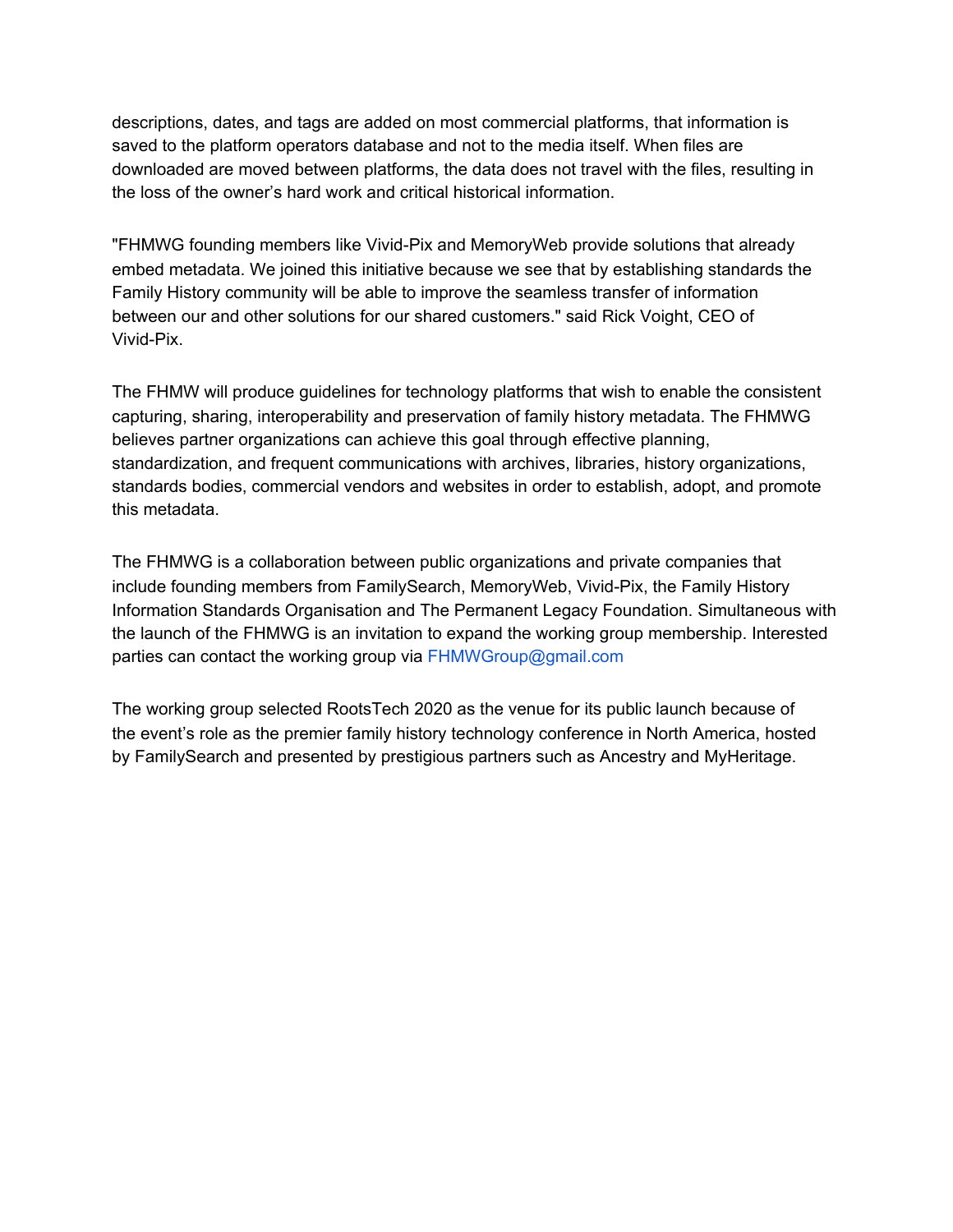descriptions, dates, and tags are added on most commercial platforms, that information is saved to the platform operators database and not to the media itself. When files are downloaded are moved between platforms, the data does not travel with the files, resulting in the loss of the owner's hard work and critical historical information.

"FHMWG founding members like Vivid-Pix and MemoryWeb provide solutions that already embed metadata. We joined this initiative because we see that by establishing standards the Family History community will be able to improve the seamless transfer of information between our and other solutions for our shared customers." said Rick Voight, CEO of Vivid-Pix.

The FHMW will produce guidelines for technology platforms that wish to enable the consistent capturing, sharing, interoperability and preservation of family history metadata. The FHMWG believes partner organizations can achieve this goal through effective planning, standardization, and frequent communications with archives, libraries, history organizations, standards bodies, commercial vendors and websites in order to establish, adopt, and promote this metadata.

The FHMWG is a collaboration between public organizations and private companies that include founding members from FamilySearch, MemoryWeb, Vivid-Pix, the Family History Information Standards Organisation and The Permanent Legacy Foundation. Simultaneous with the launch of the FHMWG is an invitation to expand the working group membership. Interested parties can contact the working group via FHMWGroup@gmail.com

The working group selected RootsTech 2020 as the venue for its public launch because of the event's role as the premier family history technology conference in North America, hosted by FamilySearch and presented by prestigious partners such as Ancestry and MyHeritage.